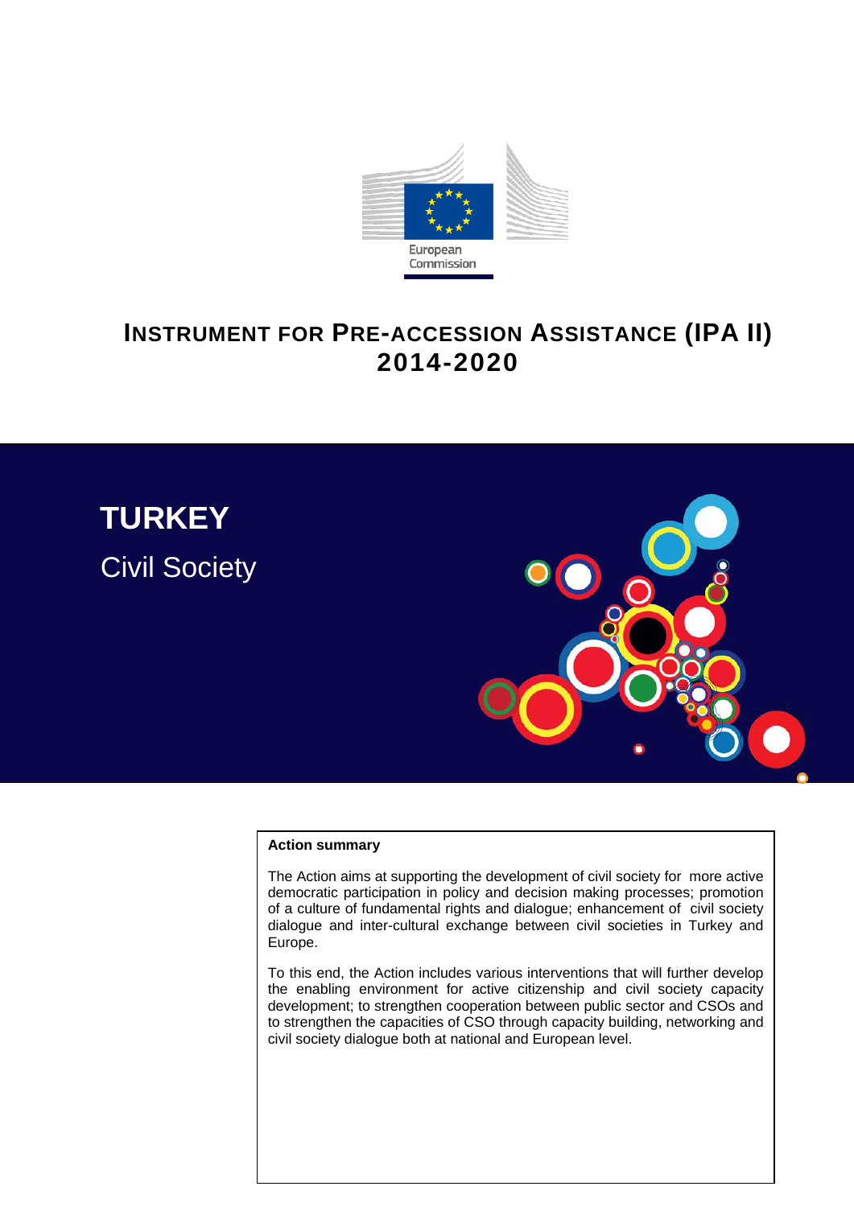European Commission

# INSTRUMENT FOR PRE-ACCESSION ASSISTANCE (IPA II) 2014-2020

# TURKEY

## Civil Society

**Action summary**

The Action aims at supporting the development of civil society for more active democratic participation in policy and decision making processes; promotion of a culture of fundamental rights and dialogue; enhancement of civil society dialogue and inter-cultural exchange between civil societies in Turkey and Europe.

To this end, the Action includes various interventions that will further develop the enabling environment for active citizenship and civil society capacity development; to strengthen cooperation between public sector and CSOs and to strengthen the capacities of CSO through capacity building, networking and civil society dialogue both at national and European level.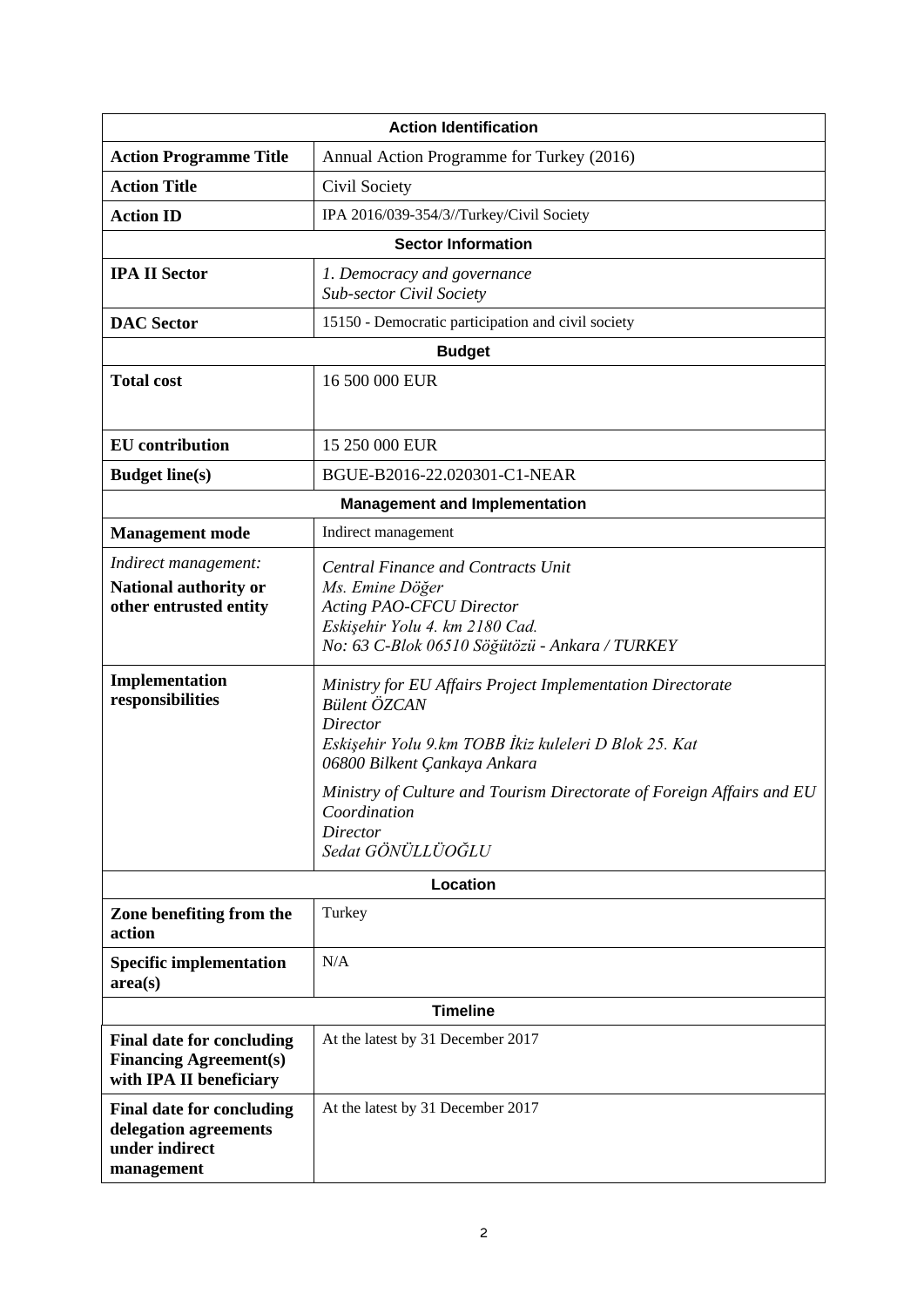| **Action Identification** | |
|---|---|
| **Action Programme Title** | Annual Action Programme for Turkey (2016) |
| **Action Title** | Civil Society |
| **Action ID** | IPA 2016/039-354/3//Turkey/Civil Society |
| **Sector Information** | |
| **IPA II Sector** | *1. Democracy and governance*<br>*Sub-sector Civil Society* |
| **DAC Sector** | 15150 - Democratic participation and civil society |
| **Budget** | |
| **Total cost** | 16 500 000 EUR |
| **EU contribution** | 15 250 000 EUR |
| **Budget line(s)** | BGUE-B2016-22.020301-C1-NEAR |
| **Management and Implementation** | |
| **Management mode** | Indirect management |
| *Indirect management:*<br>**National authority or other entrusted entity** | *Central Finance and Contracts Unit*<br>*Ms. Emine Döğer*<br>*Acting PAO-CFCU Director*<br>*Eskişehir Yolu 4. km 2180 Cad.*<br>*No: 63 C-Blok 06510 Söğütözü - Ankara / TURKEY* |
| **Implementation responsibilities** | *Ministry for EU Affairs Project Implementation Directorate*<br>*Bülent ÖZCAN*<br>*Director*<br>*Eskişehir Yolu 9.km TOBB İkiz kuleleri D Blok 25. Kat*<br>*06800 Bilkent Çankaya Ankara*<br><br>*Ministry of Culture and Tourism Directorate of Foreign Affairs and EU Coordination*<br>*Director*<br>*Sedat GÖNÜLLÜOĞLU* |
| **Location** | |
| **Zone benefiting from the action** | Turkey |
| **Specific implementation area(s)** | N/A |
| **Timeline** | |
| **Final date for concluding Financing Agreement(s) with IPA II beneficiary** | At the latest by 31 December 2017 |
| **Final date for concluding delegation agreements under indirect management** | At the latest by 31 December 2017 |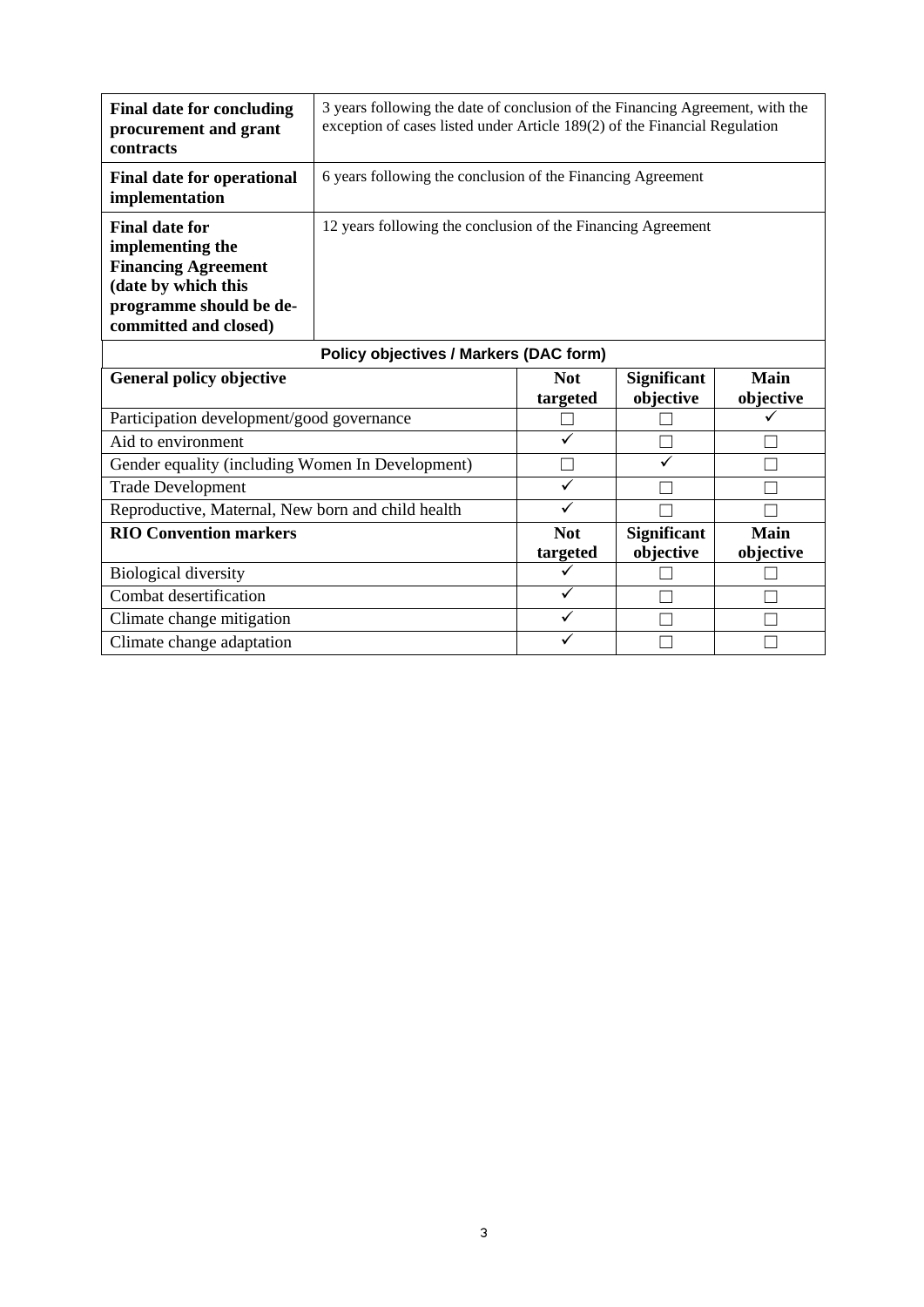| | |
|---|---|
| **Final date for concluding procurement and grant contracts** | 3 years following the date of conclusion of the Financing Agreement, with the exception of cases listed under Article 189(2) of the Financial Regulation |
| **Final date for operational implementation** | 6 years following the conclusion of the Financing Agreement |
| **Final date for implementing the Financing Agreement (date by which this programme should be de-committed and closed)** | 12 years following the conclusion of the Financing Agreement |

**Policy objectives / Markers (DAC form)**

| **General policy objective** | **Not targeted** | **Significant objective** | **Main objective** |
|---|---|---|---|
| Participation development/good governance | ☐ | ☐ | ✓ |
| Aid to environment | ✓ | ☐ | ☐ |
| Gender equality (including Women In Development) | ☐ | ✓ | ☐ |
| Trade Development | ✓ | ☐ | ☐ |
| Reproductive, Maternal, New born and child health | ✓ | ☐ | ☐ |
| **RIO Convention markers** | **Not targeted** | **Significant objective** | **Main objective** |
| Biological diversity | ✓ | ☐ | ☐ |
| Combat desertification | ✓ | ☐ | ☐ |
| Climate change mitigation | ✓ | ☐ | ☐ |
| Climate change adaptation | ✓ | ☐ | ☐ |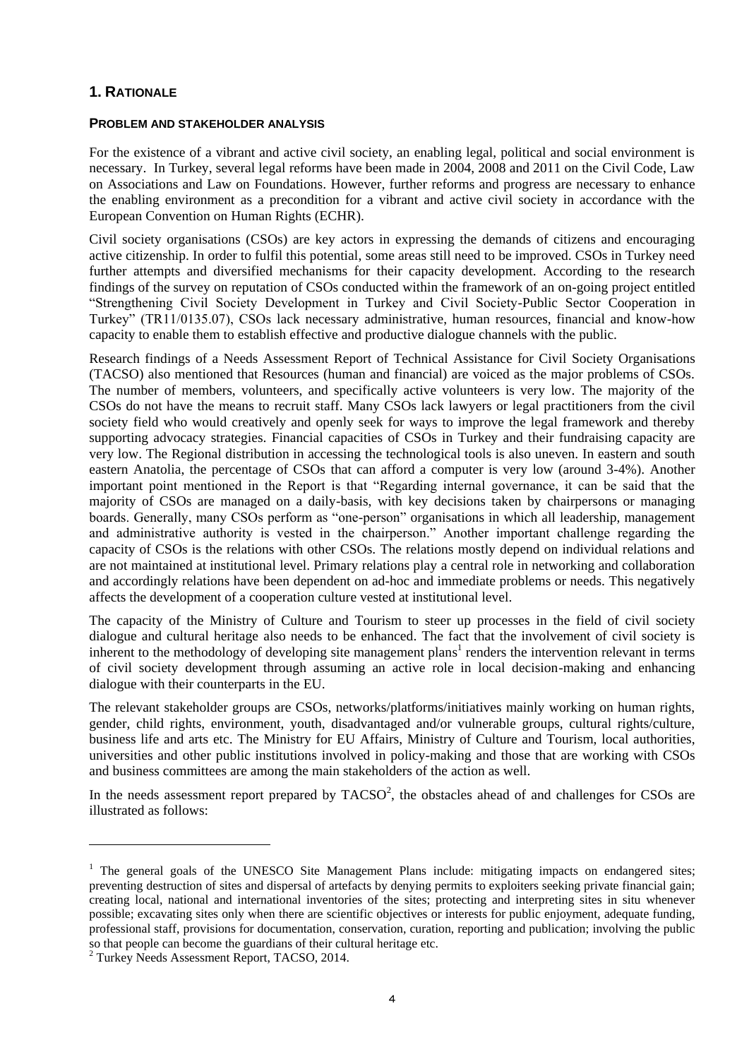## 1. RATIONALE

### PROBLEM AND STAKEHOLDER ANALYSIS

For the existence of a vibrant and active civil society, an enabling legal, political and social environment is necessary. In Turkey, several legal reforms have been made in 2004, 2008 and 2011 on the Civil Code, Law on Associations and Law on Foundations. However, further reforms and progress are necessary to enhance the enabling environment as a precondition for a vibrant and active civil society in accordance with the European Convention on Human Rights (ECHR).

Civil society organisations (CSOs) are key actors in expressing the demands of citizens and encouraging active citizenship. In order to fulfil this potential, some areas still need to be improved. CSOs in Turkey need further attempts and diversified mechanisms for their capacity development. According to the research findings of the survey on reputation of CSOs conducted within the framework of an on-going project entitled "Strengthening Civil Society Development in Turkey and Civil Society-Public Sector Cooperation in Turkey" (TR11/0135.07), CSOs lack necessary administrative, human resources, financial and know-how capacity to enable them to establish effective and productive dialogue channels with the public.

Research findings of a Needs Assessment Report of Technical Assistance for Civil Society Organisations (TACSO) also mentioned that Resources (human and financial) are voiced as the major problems of CSOs. The number of members, volunteers, and specifically active volunteers is very low. The majority of the CSOs do not have the means to recruit staff. Many CSOs lack lawyers or legal practitioners from the civil society field who would creatively and openly seek for ways to improve the legal framework and thereby supporting advocacy strategies. Financial capacities of CSOs in Turkey and their fundraising capacity are very low. The Regional distribution in accessing the technological tools is also uneven. In eastern and south eastern Anatolia, the percentage of CSOs that can afford a computer is very low (around 3-4%). Another important point mentioned in the Report is that "Regarding internal governance, it can be said that the majority of CSOs are managed on a daily-basis, with key decisions taken by chairpersons or managing boards. Generally, many CSOs perform as "one-person" organisations in which all leadership, management and administrative authority is vested in the chairperson." Another important challenge regarding the capacity of CSOs is the relations with other CSOs. The relations mostly depend on individual relations and are not maintained at institutional level. Primary relations play a central role in networking and collaboration and accordingly relations have been dependent on ad-hoc and immediate problems or needs. This negatively affects the development of a cooperation culture vested at institutional level.

The capacity of the Ministry of Culture and Tourism to steer up processes in the field of civil society dialogue and cultural heritage also needs to be enhanced. The fact that the involvement of civil society is inherent to the methodology of developing site management plans[1] renders the intervention relevant in terms of civil society development through assuming an active role in local decision-making and enhancing dialogue with their counterparts in the EU.

The relevant stakeholder groups are CSOs, networks/platforms/initiatives mainly working on human rights, gender, child rights, environment, youth, disadvantaged and/or vulnerable groups, cultural rights/culture, business life and arts etc. The Ministry for EU Affairs, Ministry of Culture and Tourism, local authorities, universities and other public institutions involved in policy-making and those that are working with CSOs and business committees are among the main stakeholders of the action as well.

In the needs assessment report prepared by TACSO[2], the obstacles ahead of and challenges for CSOs are illustrated as follows:

---

[1] The general goals of the UNESCO Site Management Plans include: mitigating impacts on endangered sites; preventing destruction of sites and dispersal of artefacts by denying permits to exploiters seeking private financial gain; creating local, national and international inventories of the sites; protecting and interpreting sites in situ whenever possible; excavating sites only when there are scientific objectives or interests for public enjoyment, adequate funding, professional staff, provisions for documentation, conservation, curation, reporting and publication; involving the public so that people can become the guardians of their cultural heritage etc.

[2] Turkey Needs Assessment Report, TACSO, 2014.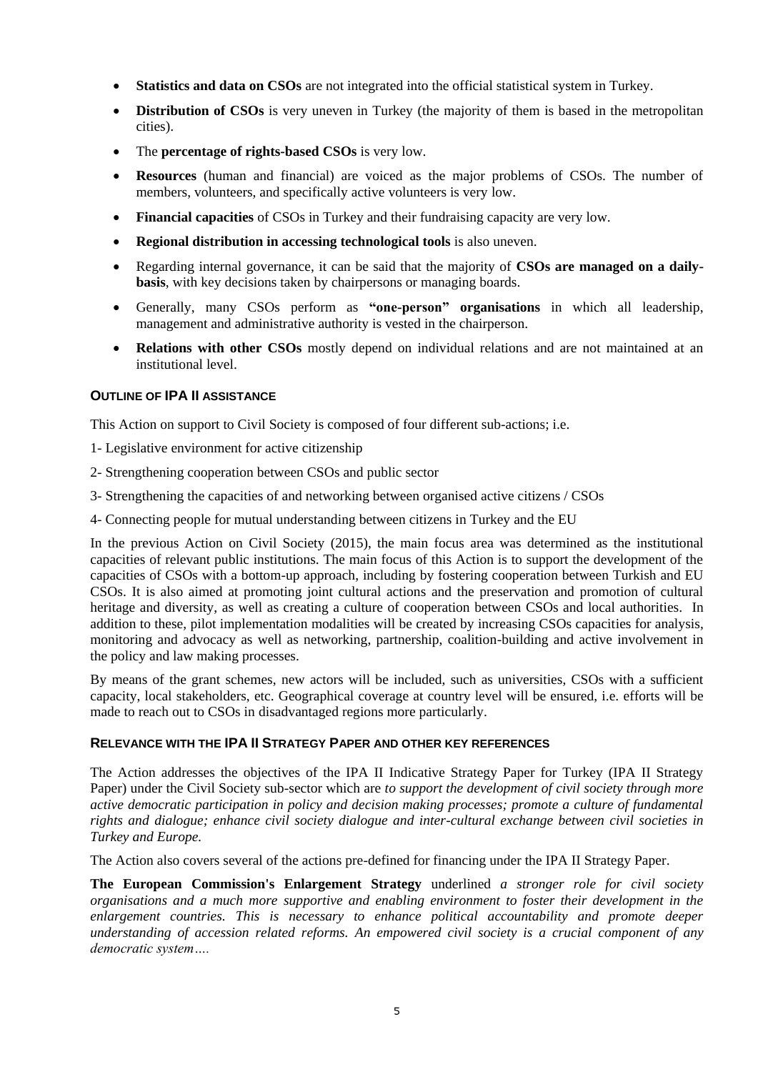- **Statistics and data on CSOs** are not integrated into the official statistical system in Turkey.
- **Distribution of CSOs** is very uneven in Turkey (the majority of them is based in the metropolitan cities).
- The **percentage of rights-based CSOs** is very low.
- **Resources** (human and financial) are voiced as the major problems of CSOs. The number of members, volunteers, and specifically active volunteers is very low.
- **Financial capacities** of CSOs in Turkey and their fundraising capacity are very low.
- **Regional distribution in accessing technological tools** is also uneven.
- Regarding internal governance, it can be said that the majority of **CSOs are managed on a daily-basis**, with key decisions taken by chairpersons or managing boards.
- Generally, many CSOs perform as **"one-person" organisations** in which all leadership, management and administrative authority is vested in the chairperson.
- **Relations with other CSOs** mostly depend on individual relations and are not maintained at an institutional level.

### OUTLINE OF IPA II ASSISTANCE

This Action on support to Civil Society is composed of four different sub-actions; i.e.

1- Legislative environment for active citizenship

2- Strengthening cooperation between CSOs and public sector

3- Strengthening the capacities of and networking between organised active citizens / CSOs

4- Connecting people for mutual understanding between citizens in Turkey and the EU

In the previous Action on Civil Society (2015), the main focus area was determined as the institutional capacities of relevant public institutions. The main focus of this Action is to support the development of the capacities of CSOs with a bottom-up approach, including by fostering cooperation between Turkish and EU CSOs. It is also aimed at promoting joint cultural actions and the preservation and promotion of cultural heritage and diversity, as well as creating a culture of cooperation between CSOs and local authorities. In addition to these, pilot implementation modalities will be created by increasing CSOs capacities for analysis, monitoring and advocacy as well as networking, partnership, coalition-building and active involvement in the policy and law making processes.

By means of the grant schemes, new actors will be included, such as universities, CSOs with a sufficient capacity, local stakeholders, etc. Geographical coverage at country level will be ensured, i.e. efforts will be made to reach out to CSOs in disadvantaged regions more particularly.

### RELEVANCE WITH THE IPA II STRATEGY PAPER AND OTHER KEY REFERENCES

The Action addresses the objectives of the IPA II Indicative Strategy Paper for Turkey (IPA II Strategy Paper) under the Civil Society sub-sector which are *to support the development of civil society through more active democratic participation in policy and decision making processes; promote a culture of fundamental rights and dialogue; enhance civil society dialogue and inter-cultural exchange between civil societies in Turkey and Europe.*

The Action also covers several of the actions pre-defined for financing under the IPA II Strategy Paper.

**The European Commission's Enlargement Strategy** underlined *a stronger role for civil society organisations and a much more supportive and enabling environment to foster their development in the enlargement countries. This is necessary to enhance political accountability and promote deeper understanding of accession related reforms. An empowered civil society is a crucial component of any democratic system….*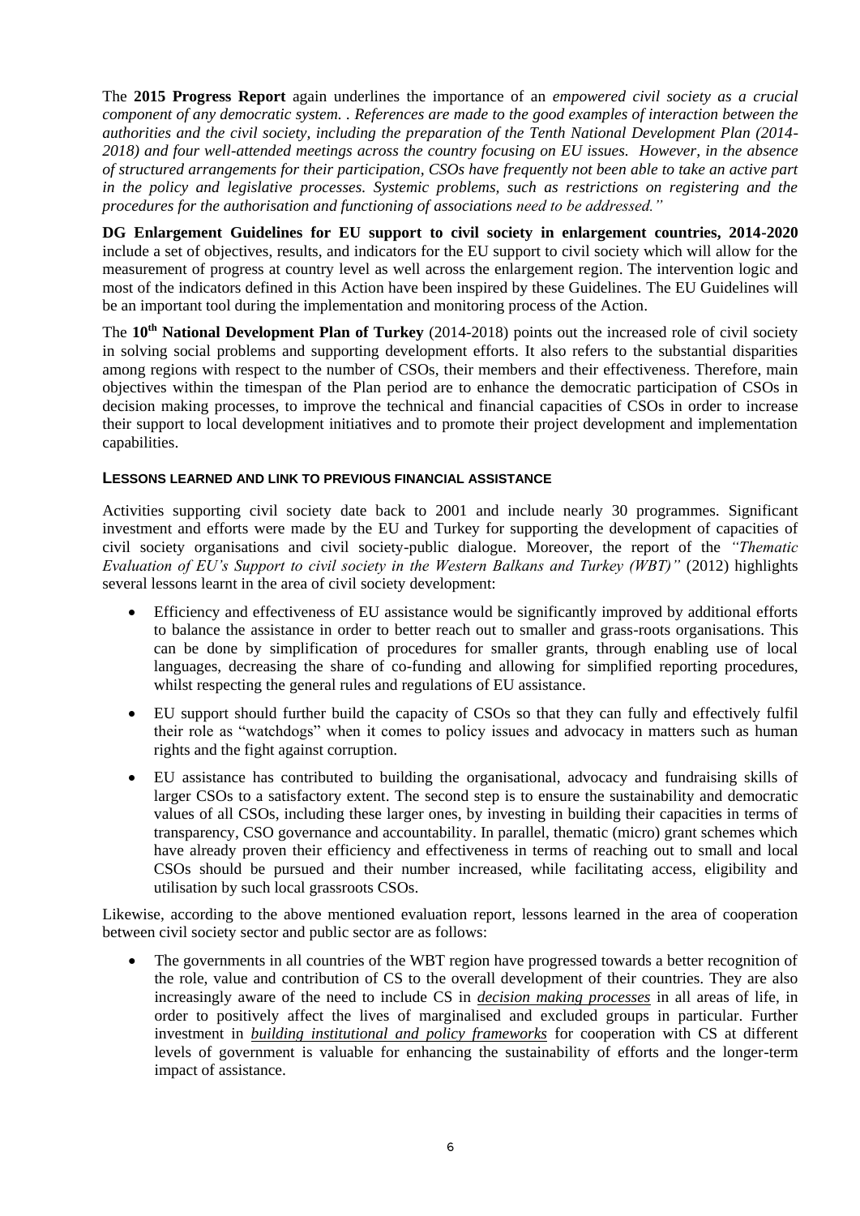The **2015 Progress Report** again underlines the importance of an *empowered civil society as a crucial component of any democratic system. . References are made to the good examples of interaction between the authorities and the civil society, including the preparation of the Tenth National Development Plan (2014-2018) and four well-attended meetings across the country focusing on EU issues. However, in the absence of structured arrangements for their participation, CSOs have frequently not been able to take an active part in the policy and legislative processes. Systemic problems, such as restrictions on registering and the procedures for the authorisation and functioning of associations need to be addressed."*

**DG Enlargement Guidelines for EU support to civil society in enlargement countries, 2014-2020** include a set of objectives, results, and indicators for the EU support to civil society which will allow for the measurement of progress at country level as well across the enlargement region. The intervention logic and most of the indicators defined in this Action have been inspired by these Guidelines. The EU Guidelines will be an important tool during the implementation and monitoring process of the Action.

The **10th National Development Plan of Turkey** (2014-2018) points out the increased role of civil society in solving social problems and supporting development efforts. It also refers to the substantial disparities among regions with respect to the number of CSOs, their members and their effectiveness. Therefore, main objectives within the timespan of the Plan period are to enhance the democratic participation of CSOs in decision making processes, to improve the technical and financial capacities of CSOs in order to increase their support to local development initiatives and to promote their project development and implementation capabilities.

#### LESSONS LEARNED AND LINK TO PREVIOUS FINANCIAL ASSISTANCE

Activities supporting civil society date back to 2001 and include nearly 30 programmes. Significant investment and efforts were made by the EU and Turkey for supporting the development of capacities of civil society organisations and civil society-public dialogue. Moreover, the report of the *"Thematic Evaluation of EU's Support to civil society in the Western Balkans and Turkey (WBT)"* (2012) highlights several lessons learnt in the area of civil society development:

- Efficiency and effectiveness of EU assistance would be significantly improved by additional efforts to balance the assistance in order to better reach out to smaller and grass-roots organisations. This can be done by simplification of procedures for smaller grants, through enabling use of local languages, decreasing the share of co-funding and allowing for simplified reporting procedures, whilst respecting the general rules and regulations of EU assistance.
- EU support should further build the capacity of CSOs so that they can fully and effectively fulfil their role as "watchdogs" when it comes to policy issues and advocacy in matters such as human rights and the fight against corruption.
- EU assistance has contributed to building the organisational, advocacy and fundraising skills of larger CSOs to a satisfactory extent. The second step is to ensure the sustainability and democratic values of all CSOs, including these larger ones, by investing in building their capacities in terms of transparency, CSO governance and accountability. In parallel, thematic (micro) grant schemes which have already proven their efficiency and effectiveness in terms of reaching out to small and local CSOs should be pursued and their number increased, while facilitating access, eligibility and utilisation by such local grassroots CSOs.

Likewise, according to the above mentioned evaluation report, lessons learned in the area of cooperation between civil society sector and public sector are as follows:

- The governments in all countries of the WBT region have progressed towards a better recognition of the role, value and contribution of CS to the overall development of their countries. They are also increasingly aware of the need to include CS in ***decision making processes*** in all areas of life, in order to positively affect the lives of marginalised and excluded groups in particular. Further investment in ***building institutional and policy frameworks*** for cooperation with CS at different levels of government is valuable for enhancing the sustainability of efforts and the longer-term impact of assistance.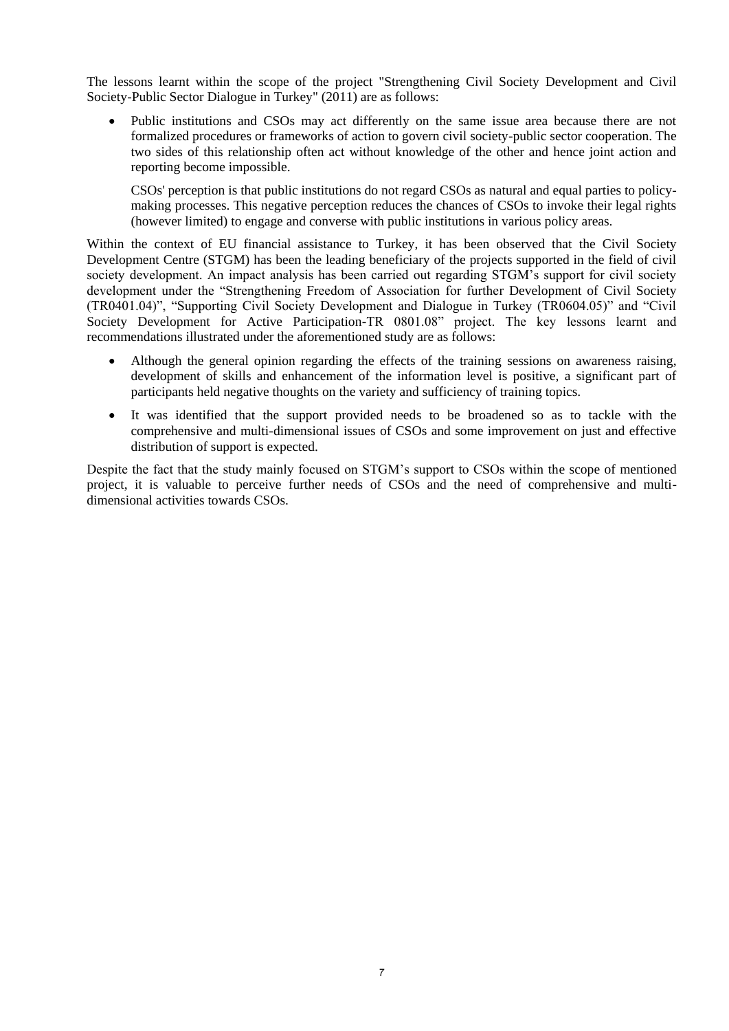The lessons learnt within the scope of the project "Strengthening Civil Society Development and Civil Society-Public Sector Dialogue in Turkey" (2011) are as follows:

- Public institutions and CSOs may act differently on the same issue area because there are not formalized procedures or frameworks of action to govern civil society-public sector cooperation. The two sides of this relationship often act without knowledge of the other and hence joint action and reporting become impossible.

  CSOs' perception is that public institutions do not regard CSOs as natural and equal parties to policy-making processes. This negative perception reduces the chances of CSOs to invoke their legal rights (however limited) to engage and converse with public institutions in various policy areas.

Within the context of EU financial assistance to Turkey, it has been observed that the Civil Society Development Centre (STGM) has been the leading beneficiary of the projects supported in the field of civil society development. An impact analysis has been carried out regarding STGM's support for civil society development under the "Strengthening Freedom of Association for further Development of Civil Society (TR0401.04)", "Supporting Civil Society Development and Dialogue in Turkey (TR0604.05)" and "Civil Society Development for Active Participation-TR 0801.08" project. The key lessons learnt and recommendations illustrated under the aforementioned study are as follows:

- Although the general opinion regarding the effects of the training sessions on awareness raising, development of skills and enhancement of the information level is positive, a significant part of participants held negative thoughts on the variety and sufficiency of training topics.
- It was identified that the support provided needs to be broadened so as to tackle with the comprehensive and multi-dimensional issues of CSOs and some improvement on just and effective distribution of support is expected.

Despite the fact that the study mainly focused on STGM's support to CSOs within the scope of mentioned project, it is valuable to perceive further needs of CSOs and the need of comprehensive and multi-dimensional activities towards CSOs.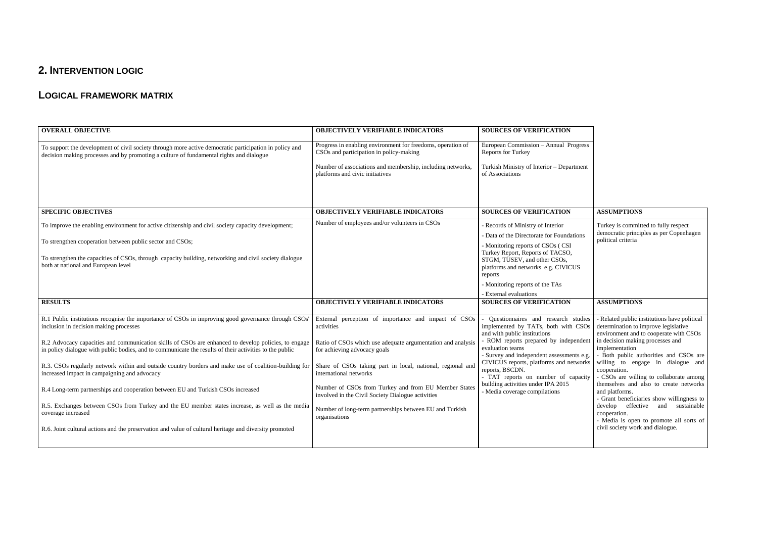## 2. Intervention Logic

## Logical Framework Matrix

| OVERALL OBJECTIVE | OBJECTIVELY VERIFIABLE INDICATORS | SOURCES OF VERIFICATION | |
|---|---|---|---|
| To support the development of civil society through more active democratic participation in policy and decision making processes and by promoting a culture of fundamental rights and dialogue | Progress in enabling environment for freedoms, operation of CSOs and participation in policy-making<br><br>Number of associations and membership, including networks, platforms and civic initiatives | European Commission – Annual Progress Reports for Turkey<br><br>Turkish Ministry of Interior – Department of Associations | |
| **SPECIFIC OBJECTIVES** | **OBJECTIVELY VERIFIABLE INDICATORS** | **SOURCES OF VERIFICATION** | **ASSUMPTIONS** |
| To improve the enabling environment for active citizenship and civil society capacity development;<br><br>To strengthen cooperation between public sector and CSOs;<br><br>To strengthen the capacities of CSOs, through capacity building, networking and civil society dialogue both at national and European level | Number of employees and/or volunteers in CSOs | - Records of Ministry of Interior<br>- Data of the Directorate for Foundations<br>- Monitoring reports of CSOs ( CSI Turkey Report, Reports of TACSO, STGM, TÜSEV, and other CSOs, platforms and networks e.g. CIVICUS reports<br>- Monitoring reports of the TAs<br>- External evaluations | Turkey is committed to fully respect democratic principles as per Copenhagen political criteria |
| **RESULTS** | **OBJECTIVELY VERIFIABLE INDICATORS** | **SOURCES OF VERIFICATION** | **ASSUMPTIONS** |
| R.1 Public institutions recognise the importance of CSOs in improving good governance through CSOs' inclusion in decision making processes<br><br>R.2 Advocacy capacities and communication skills of CSOs are enhanced to develop policies, to engage in policy dialogue with public bodies, and to communicate the results of their activities to the public<br><br>R.3. CSOs regularly network within and outside country borders and make use of coalition-building for increased impact in campaigning and advocacy<br><br>R.4 Long-term partnerships and cooperation between EU and Turkish CSOs increased<br><br>R.5. Exchanges between CSOs from Turkey and the EU member states increase, as well as the media coverage increased<br><br>R.6. Joint cultural actions and the preservation and value of cultural heritage and diversity promoted | External perception of importance and impact of CSOs activities<br><br>Ratio of CSOs which use adequate argumentation and analysis for achieving advocacy goals<br><br>Share of CSOs taking part in local, national, regional and international networks<br><br>Number of CSOs from Turkey and from EU Member States involved in the Civil Society Dialogue activities<br><br>Number of long-term partnerships between EU and Turkish organisations | - Questionnaires and research studies implemented by TATs, both with CSOs and with public institutions<br>- ROM reports prepared by independent evaluation teams<br>- Survey and independent assessments e.g. CIVICUS reports, platforms and networks reports, BSCDN.<br>- TAT reports on number of capacity building activities under IPA 2015<br>- Media coverage compilations | - Related public institutions have political determination to improve legislative environment and to cooperate with CSOs in decision making processes and implementation<br>- Both public authorities and CSOs are willing to engage in dialogue and cooperation.<br>- CSOs are willing to collaborate among themselves and also to create networks and platforms.<br>- Grant beneficiaries show willingness to develop effective and sustainable cooperation.<br>- Media is open to promote all sorts of civil society work and dialogue. |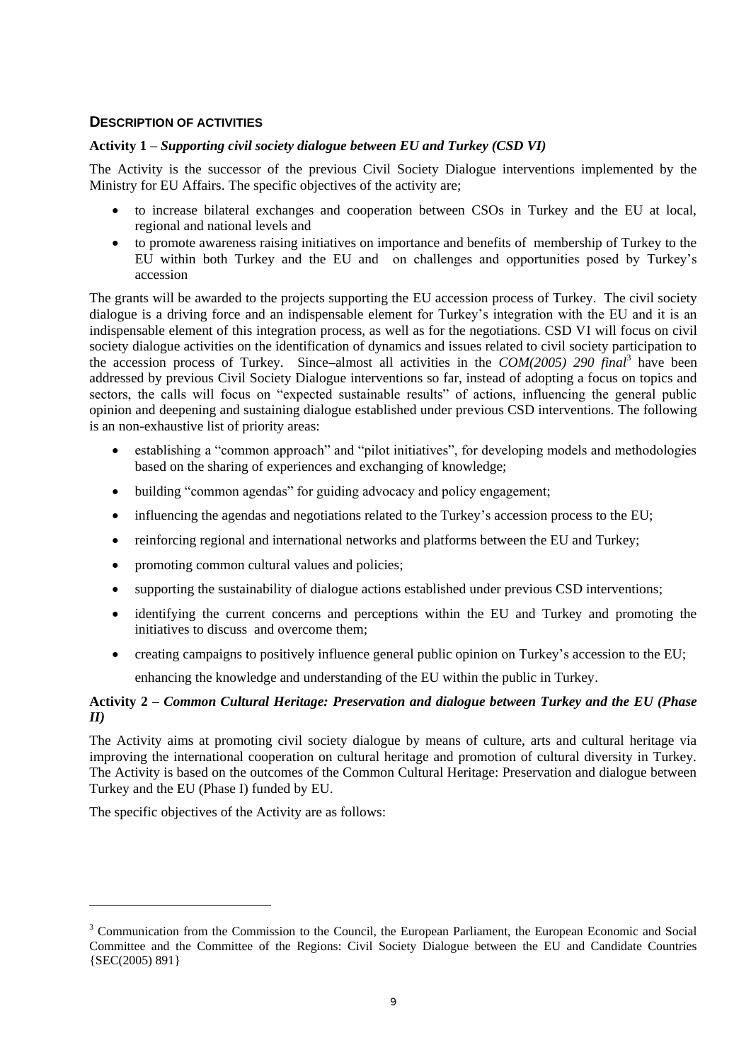## DESCRIPTION OF ACTIVITIES

**Activity 1 –** ***Supporting civil society dialogue between EU and Turkey (CSD VI)***

The Activity is the successor of the previous Civil Society Dialogue interventions implemented by the Ministry for EU Affairs. The specific objectives of the activity are;

- to increase bilateral exchanges and cooperation between CSOs in Turkey and the EU at local, regional and national levels and
- to promote awareness raising initiatives on importance and benefits of membership of Turkey to the EU within both Turkey and the EU and on challenges and opportunities posed by Turkey's accession

The grants will be awarded to the projects supporting the EU accession process of Turkey. The civil society dialogue is a driving force and an indispensable element for Turkey's integration with the EU and it is an indispensable element of this integration process, as well as for the negotiations. CSD VI will focus on civil society dialogue activities on the identification of dynamics and issues related to civil society participation to the accession process of Turkey. Since–almost all activities in the *COM(2005) 290 final*[3] have been addressed by previous Civil Society Dialogue interventions so far, instead of adopting a focus on topics and sectors, the calls will focus on "expected sustainable results" of actions, influencing the general public opinion and deepening and sustaining dialogue established under previous CSD interventions. The following is an non-exhaustive list of priority areas:

- establishing a "common approach" and "pilot initiatives", for developing models and methodologies based on the sharing of experiences and exchanging of knowledge;
- building "common agendas" for guiding advocacy and policy engagement;
- influencing the agendas and negotiations related to the Turkey's accession process to the EU;
- reinforcing regional and international networks and platforms between the EU and Turkey;
- promoting common cultural values and policies;
- supporting the sustainability of dialogue actions established under previous CSD interventions;
- identifying the current concerns and perceptions within the EU and Turkey and promoting the initiatives to discuss and overcome them;
- creating campaigns to positively influence general public opinion on Turkey's accession to the EU;

  enhancing the knowledge and understanding of the EU within the public in Turkey.

**Activity 2 –** ***Common Cultural Heritage: Preservation and dialogue between Turkey and the EU (Phase II)***

The Activity aims at promoting civil society dialogue by means of culture, arts and cultural heritage via improving the international cooperation on cultural heritage and promotion of cultural diversity in Turkey. The Activity is based on the outcomes of the Common Cultural Heritage: Preservation and dialogue between Turkey and the EU (Phase I) funded by EU.

The specific objectives of the Activity are as follows:

---

[3] Communication from the Commission to the Council, the European Parliament, the European Economic and Social Committee and the Committee of the Regions: Civil Society Dialogue between the EU and Candidate Countries {SEC(2005) 891}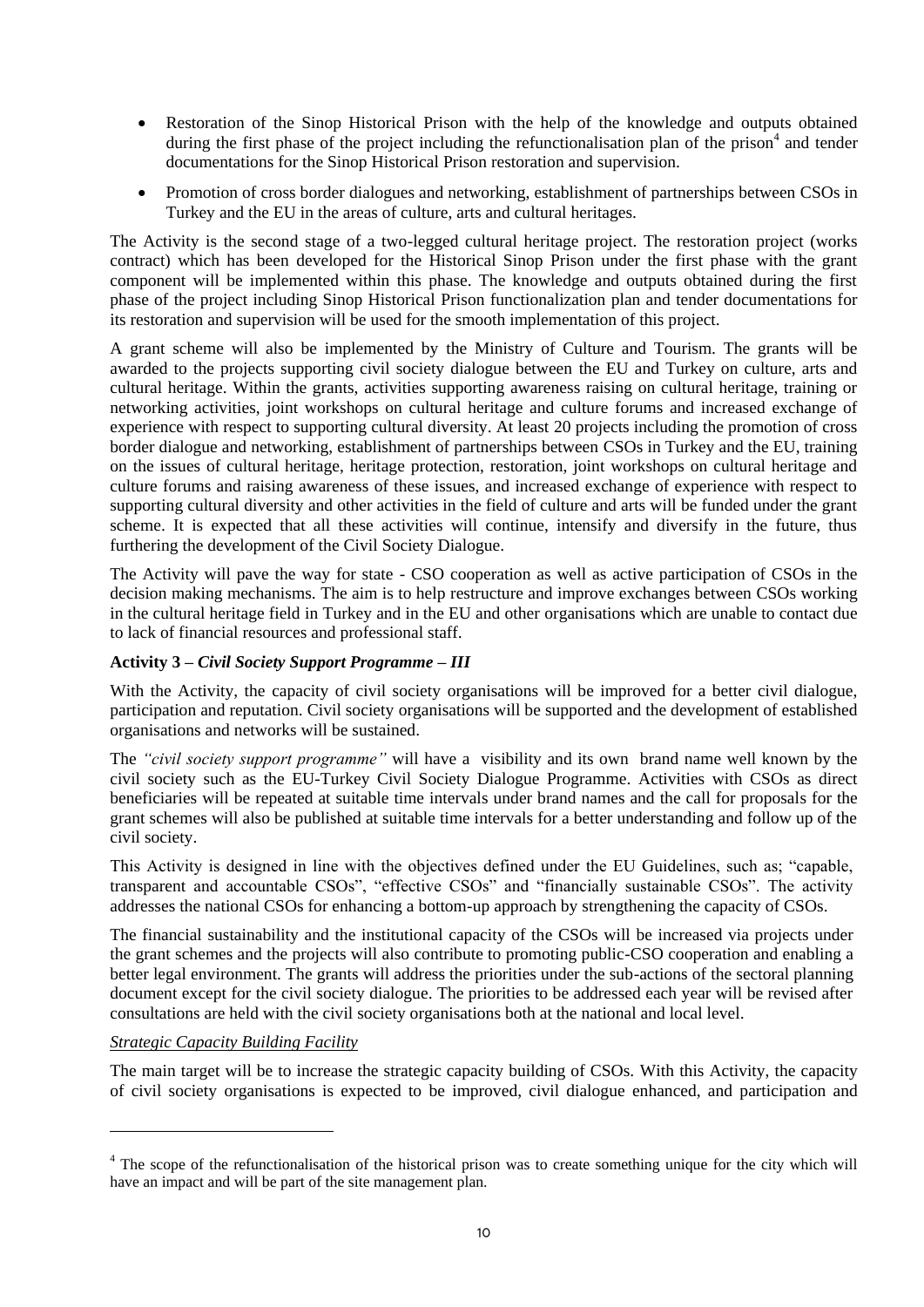- Restoration of the Sinop Historical Prison with the help of the knowledge and outputs obtained during the first phase of the project including the refunctionalisation plan of the prison[4] and tender documentations for the Sinop Historical Prison restoration and supervision.
- Promotion of cross border dialogues and networking, establishment of partnerships between CSOs in Turkey and the EU in the areas of culture, arts and cultural heritages.

The Activity is the second stage of a two-legged cultural heritage project. The restoration project (works contract) which has been developed for the Historical Sinop Prison under the first phase with the grant component will be implemented within this phase. The knowledge and outputs obtained during the first phase of the project including Sinop Historical Prison functionalization plan and tender documentations for its restoration and supervision will be used for the smooth implementation of this project.

A grant scheme will also be implemented by the Ministry of Culture and Tourism. The grants will be awarded to the projects supporting civil society dialogue between the EU and Turkey on culture, arts and cultural heritage. Within the grants, activities supporting awareness raising on cultural heritage, training or networking activities, joint workshops on cultural heritage and culture forums and increased exchange of experience with respect to supporting cultural diversity. At least 20 projects including the promotion of cross border dialogue and networking, establishment of partnerships between CSOs in Turkey and the EU, training on the issues of cultural heritage, heritage protection, restoration, joint workshops on cultural heritage and culture forums and raising awareness of these issues, and increased exchange of experience with respect to supporting cultural diversity and other activities in the field of culture and arts will be funded under the grant scheme. It is expected that all these activities will continue, intensify and diversify in the future, thus furthering the development of the Civil Society Dialogue.

The Activity will pave the way for state - CSO cooperation as well as active participation of CSOs in the decision making mechanisms. The aim is to help restructure and improve exchanges between CSOs working in the cultural heritage field in Turkey and in the EU and other organisations which are unable to contact due to lack of financial resources and professional staff.

**Activity 3 –** ***Civil Society Support Programme – III***

With the Activity, the capacity of civil society organisations will be improved for a better civil dialogue, participation and reputation. Civil society organisations will be supported and the development of established organisations and networks will be sustained.

The *"civil society support programme"* will have a visibility and its own brand name well known by the civil society such as the EU-Turkey Civil Society Dialogue Programme. Activities with CSOs as direct beneficiaries will be repeated at suitable time intervals under brand names and the call for proposals for the grant schemes will also be published at suitable time intervals for a better understanding and follow up of the civil society.

This Activity is designed in line with the objectives defined under the EU Guidelines, such as; "capable, transparent and accountable CSOs", "effective CSOs" and "financially sustainable CSOs". The activity addresses the national CSOs for enhancing a bottom-up approach by strengthening the capacity of CSOs.

The financial sustainability and the institutional capacity of the CSOs will be increased via projects under the grant schemes and the projects will also contribute to promoting public-CSO cooperation and enabling a better legal environment. The grants will address the priorities under the sub-actions of the sectoral planning document except for the civil society dialogue. The priorities to be addressed each year will be revised after consultations are held with the civil society organisations both at the national and local level.

*Strategic Capacity Building Facility*

The main target will be to increase the strategic capacity building of CSOs. With this Activity, the capacity of civil society organisations is expected to be improved, civil dialogue enhanced, and participation and

[4] The scope of the refunctionalisation of the historical prison was to create something unique for the city which will have an impact and will be part of the site management plan.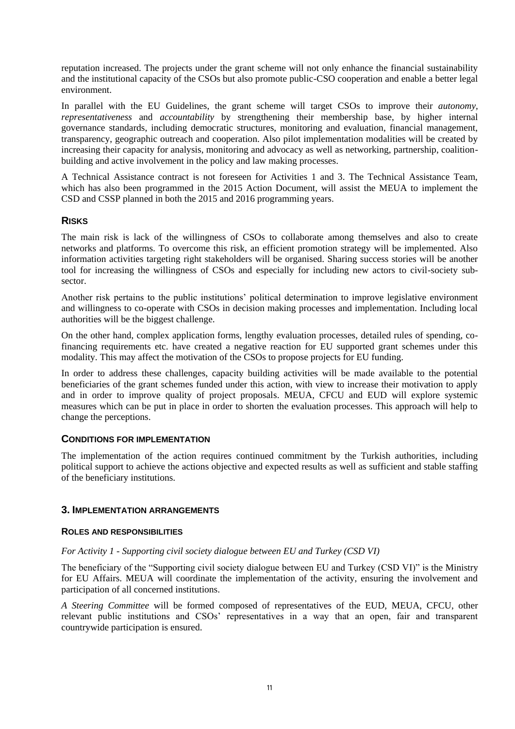reputation increased. The projects under the grant scheme will not only enhance the financial sustainability and the institutional capacity of the CSOs but also promote public-CSO cooperation and enable a better legal environment.

In parallel with the EU Guidelines, the grant scheme will target CSOs to improve their *autonomy*, *representativeness* and *accountability* by strengthening their membership base, by higher internal governance standards, including democratic structures, monitoring and evaluation, financial management, transparency, geographic outreach and cooperation. Also pilot implementation modalities will be created by increasing their capacity for analysis, monitoring and advocacy as well as networking, partnership, coalition-building and active involvement in the policy and law making processes.

A Technical Assistance contract is not foreseen for Activities 1 and 3. The Technical Assistance Team, which has also been programmed in the 2015 Action Document, will assist the MEUA to implement the CSD and CSSP planned in both the 2015 and 2016 programming years.

### RISKS

The main risk is lack of the willingness of CSOs to collaborate among themselves and also to create networks and platforms. To overcome this risk, an efficient promotion strategy will be implemented. Also information activities targeting right stakeholders will be organised. Sharing success stories will be another tool for increasing the willingness of CSOs and especially for including new actors to civil-society sub-sector.

Another risk pertains to the public institutions' political determination to improve legislative environment and willingness to co-operate with CSOs in decision making processes and implementation. Including local authorities will be the biggest challenge.

On the other hand, complex application forms, lengthy evaluation processes, detailed rules of spending, co-financing requirements etc. have created a negative reaction for EU supported grant schemes under this modality. This may affect the motivation of the CSOs to propose projects for EU funding.

In order to address these challenges, capacity building activities will be made available to the potential beneficiaries of the grant schemes funded under this action, with view to increase their motivation to apply and in order to improve quality of project proposals. MEUA, CFCU and EUD will explore systemic measures which can be put in place in order to shorten the evaluation processes. This approach will help to change the perceptions.

### CONDITIONS FOR IMPLEMENTATION

The implementation of the action requires continued commitment by the Turkish authorities, including political support to achieve the actions objective and expected results as well as sufficient and stable staffing of the beneficiary institutions.

## 3. IMPLEMENTATION ARRANGEMENTS

### ROLES AND RESPONSIBILITIES

*For Activity 1 - Supporting civil society dialogue between EU and Turkey (CSD VI)*

The beneficiary of the "Supporting civil society dialogue between EU and Turkey (CSD VI)" is the Ministry for EU Affairs. MEUA will coordinate the implementation of the activity, ensuring the involvement and participation of all concerned institutions.

*A Steering Committee* will be formed composed of representatives of the EUD, MEUA, CFCU, other relevant public institutions and CSOs' representatives in a way that an open, fair and transparent countrywide participation is ensured.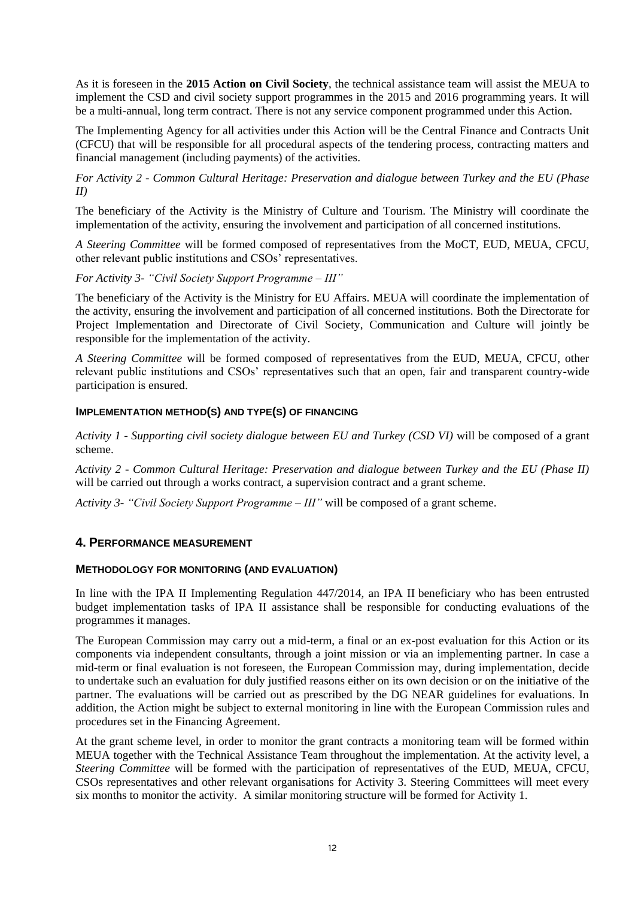As it is foreseen in the **2015 Action on Civil Society**, the technical assistance team will assist the MEUA to implement the CSD and civil society support programmes in the 2015 and 2016 programming years. It will be a multi-annual, long term contract. There is not any service component programmed under this Action.

The Implementing Agency for all activities under this Action will be the Central Finance and Contracts Unit (CFCU) that will be responsible for all procedural aspects of the tendering process, contracting matters and financial management (including payments) of the activities.

*For Activity 2 - Common Cultural Heritage: Preservation and dialogue between Turkey and the EU (Phase II)*

The beneficiary of the Activity is the Ministry of Culture and Tourism. The Ministry will coordinate the implementation of the activity, ensuring the involvement and participation of all concerned institutions.

*A Steering Committee* will be formed composed of representatives from the MoCT, EUD, MEUA, CFCU, other relevant public institutions and CSOs' representatives.

*For Activity 3- "Civil Society Support Programme – III"*

The beneficiary of the Activity is the Ministry for EU Affairs. MEUA will coordinate the implementation of the activity, ensuring the involvement and participation of all concerned institutions. Both the Directorate for Project Implementation and Directorate of Civil Society, Communication and Culture will jointly be responsible for the implementation of the activity.

*A Steering Committee* will be formed composed of representatives from the EUD, MEUA, CFCU, other relevant public institutions and CSOs' representatives such that an open, fair and transparent country-wide participation is ensured.

#### IMPLEMENTATION METHOD(S) AND TYPE(S) OF FINANCING

*Activity 1 - Supporting civil society dialogue between EU and Turkey (CSD VI)* will be composed of a grant scheme.

*Activity 2 - Common Cultural Heritage: Preservation and dialogue between Turkey and the EU (Phase II)* will be carried out through a works contract, a supervision contract and a grant scheme.

*Activity 3- "Civil Society Support Programme – III"* will be composed of a grant scheme.

### 4. PERFORMANCE MEASUREMENT

#### METHODOLOGY FOR MONITORING (AND EVALUATION)

In line with the IPA II Implementing Regulation 447/2014, an IPA II beneficiary who has been entrusted budget implementation tasks of IPA II assistance shall be responsible for conducting evaluations of the programmes it manages.

The European Commission may carry out a mid-term, a final or an ex-post evaluation for this Action or its components via independent consultants, through a joint mission or via an implementing partner. In case a mid-term or final evaluation is not foreseen, the European Commission may, during implementation, decide to undertake such an evaluation for duly justified reasons either on its own decision or on the initiative of the partner. The evaluations will be carried out as prescribed by the DG NEAR guidelines for evaluations. In addition, the Action might be subject to external monitoring in line with the European Commission rules and procedures set in the Financing Agreement.

At the grant scheme level, in order to monitor the grant contracts a monitoring team will be formed within MEUA together with the Technical Assistance Team throughout the implementation. At the activity level, a *Steering Committee* will be formed with the participation of representatives of the EUD, MEUA, CFCU, CSOs representatives and other relevant organisations for Activity 3. Steering Committees will meet every six months to monitor the activity. A similar monitoring structure will be formed for Activity 1.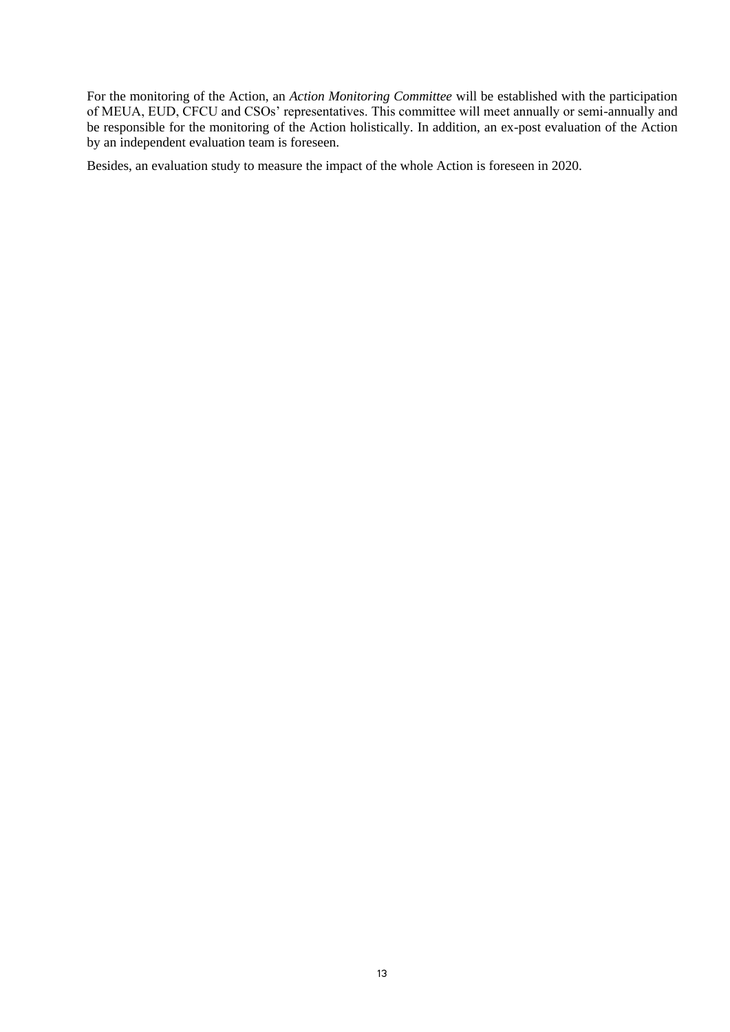For the monitoring of the Action, an *Action Monitoring Committee* will be established with the participation of MEUA, EUD, CFCU and CSOs' representatives. This committee will meet annually or semi-annually and be responsible for the monitoring of the Action holistically. In addition, an ex-post evaluation of the Action by an independent evaluation team is foreseen.

Besides, an evaluation study to measure the impact of the whole Action is foreseen in 2020.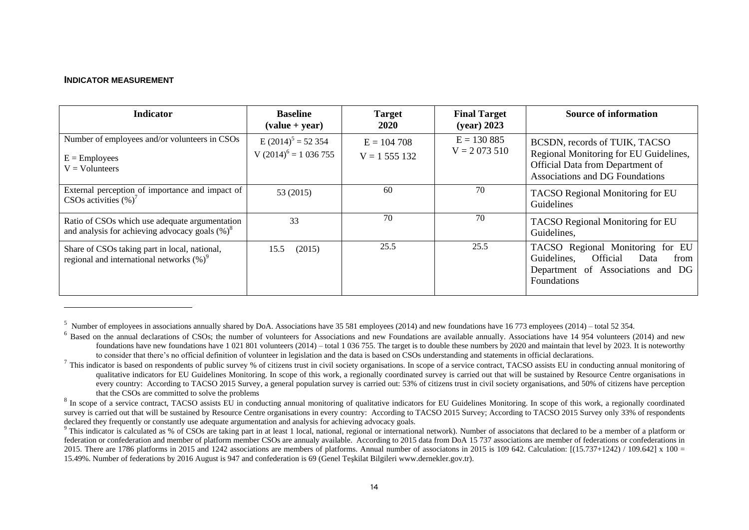**INDICATOR MEASUREMENT**

| Indicator | Baseline (value + year) | Target 2020 | Final Target (year) 2023 | Source of information |
| --- | --- | --- | --- | --- |
| Number of employees and/or volunteers in CSOs<br><br>E = Employees<br>V = Volunteers | E (2014)[5] = 52 354<br>V (2014)[6] = 1 036 755 | E = 104 708<br>V = 1 555 132 | E = 130 885<br>V = 2 073 510 | BCSDN, records of TUIK, TACSO Regional Monitoring for EU Guidelines, Official Data from Department of Associations and DG Foundations |
| External perception of importance and impact of CSOs activities (%)[7] | 53 (2015) | 60 | 70 | TACSO Regional Monitoring for EU Guidelines |
| Ratio of CSOs which use adequate argumentation and analysis for achieving advocacy goals (%)[8] | 33 | 70 | 70 | TACSO Regional Monitoring for EU Guidelines, |
| Share of CSOs taking part in local, national, regional and international networks (%)[9] | 15.5 (2015) | 25.5 | 25.5 | TACSO Regional Monitoring for EU Guidelines, Official Data from Department of Associations and DG Foundations |

---

[5] Number of employees in associations annually shared by DoA. Associations have 35 581 employees (2014) and new foundations have 16 773 employees (2014) – total 52 354.

[6] Based on the annual declarations of CSOs; the number of volunteers for Associations and new Foundations are available annually. Associations have 14 954 volunteers (2014) and new foundations have new foundations have 1 021 801 volunteers (2014) – total 1 036 755. The target is to double these numbers by 2020 and maintain that level by 2023. It is noteworthy to consider that there's no official definition of volunteer in legislation and the data is based on CSOs understanding and statements in official declarations.

[7] This indicator is based on respondents of public survey % of citizens trust in civil society organisations. In scope of a service contract, TACSO assists EU in conducting annual monitoring of qualitative indicators for EU Guidelines Monitoring. In scope of this work, a regionally coordinated survey is carried out that will be sustained by Resource Centre organisations in every country: According to TACSO 2015 Survey, a general population survey is carried out: 53% of citizens trust in civil society organisations, and 50% of citizens have perception that the CSOs are committed to solve the problems

[8] In scope of a service contract, TACSO assists EU in conducting annual monitoring of qualitative indicators for EU Guidelines Monitoring. In scope of this work, a regionally coordinated survey is carried out that will be sustained by Resource Centre organisations in every country: According to TACSO 2015 Survey; According to TACSO 2015 Survey only 33% of respondents declared they frequently or constantly use adequate argumentation and analysis for achieving advocacy goals.

[9] This indicator is calculated as % of CSOs are taking part in at least 1 local, national, regional or international network). Number of associatons that declared to be a member of a platform or federation or confederation and member of platform member CSOs are annualy available. According to 2015 data from DoA 15 737 associations are member of federations or confederations in 2015. There are 1786 platforms in 2015 and 1242 associations are members of platforms. Annual number of associatons in 2015 is 109 642. Calculation: [(15.737+1242) / 109.642] x 100 = 15.49%. Number of federations by 2016 August is 947 and confederation is 69 (Genel Teşkilat Bilgileri www.dernekler.gov.tr).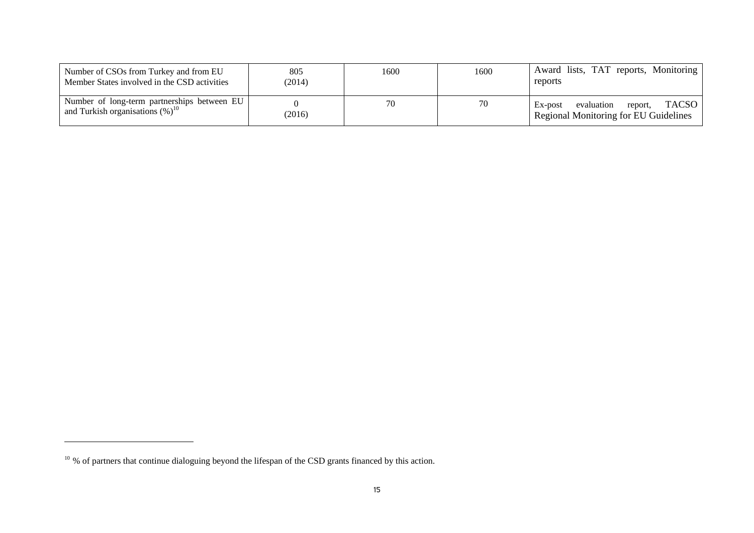| | | | | |
|---|---|---|---|---|
| Number of CSOs from Turkey and from EU Member States involved in the CSD activities | 805 (2014) | 1600 | 1600 | Award lists, TAT reports, Monitoring reports |
| Number of long-term partnerships between EU and Turkish organisations (%)[10] | 0 (2016) | 70 | 70 | Ex-post evaluation report, TACSO Regional Monitoring for EU Guidelines |

[10] % of partners that continue dialoguing beyond the lifespan of the CSD grants financed by this action.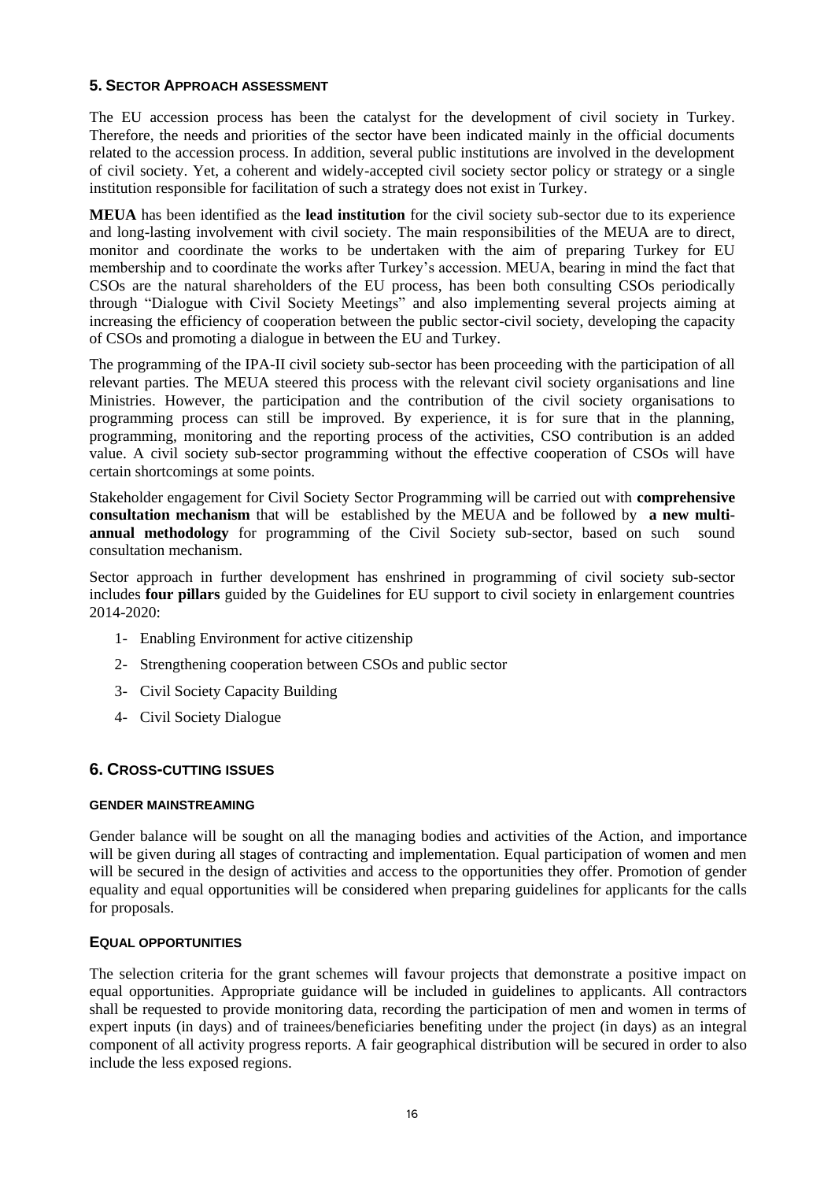## 5. SECTOR APPROACH ASSESSMENT

The EU accession process has been the catalyst for the development of civil society in Turkey. Therefore, the needs and priorities of the sector have been indicated mainly in the official documents related to the accession process. In addition, several public institutions are involved in the development of civil society. Yet, a coherent and widely-accepted civil society sector policy or strategy or a single institution responsible for facilitation of such a strategy does not exist in Turkey.

**MEUA** has been identified as the **lead institution** for the civil society sub-sector due to its experience and long-lasting involvement with civil society. The main responsibilities of the MEUA are to direct, monitor and coordinate the works to be undertaken with the aim of preparing Turkey for EU membership and to coordinate the works after Turkey's accession. MEUA, bearing in mind the fact that CSOs are the natural shareholders of the EU process, has been both consulting CSOs periodically through "Dialogue with Civil Society Meetings" and also implementing several projects aiming at increasing the efficiency of cooperation between the public sector-civil society, developing the capacity of CSOs and promoting a dialogue in between the EU and Turkey.

The programming of the IPA-II civil society sub-sector has been proceeding with the participation of all relevant parties. The MEUA steered this process with the relevant civil society organisations and line Ministries. However, the participation and the contribution of the civil society organisations to programming process can still be improved. By experience, it is for sure that in the planning, programming, monitoring and the reporting process of the activities, CSO contribution is an added value. A civil society sub-sector programming without the effective cooperation of CSOs will have certain shortcomings at some points.

Stakeholder engagement for Civil Society Sector Programming will be carried out with **comprehensive consultation mechanism** that will be established by the MEUA and be followed by **a new multi-annual methodology** for programming of the Civil Society sub-sector, based on such sound consultation mechanism.

Sector approach in further development has enshrined in programming of civil society sub-sector includes **four pillars** guided by the Guidelines for EU support to civil society in enlargement countries 2014-2020:

1- Enabling Environment for active citizenship

2- Strengthening cooperation between CSOs and public sector

3- Civil Society Capacity Building

4- Civil Society Dialogue

## 6. CROSS-CUTTING ISSUES

### GENDER MAINSTREAMING

Gender balance will be sought on all the managing bodies and activities of the Action, and importance will be given during all stages of contracting and implementation. Equal participation of women and men will be secured in the design of activities and access to the opportunities they offer. Promotion of gender equality and equal opportunities will be considered when preparing guidelines for applicants for the calls for proposals.

### EQUAL OPPORTUNITIES

The selection criteria for the grant schemes will favour projects that demonstrate a positive impact on equal opportunities. Appropriate guidance will be included in guidelines to applicants. All contractors shall be requested to provide monitoring data, recording the participation of men and women in terms of expert inputs (in days) and of trainees/beneficiaries benefiting under the project (in days) as an integral component of all activity progress reports. A fair geographical distribution will be secured in order to also include the less exposed regions.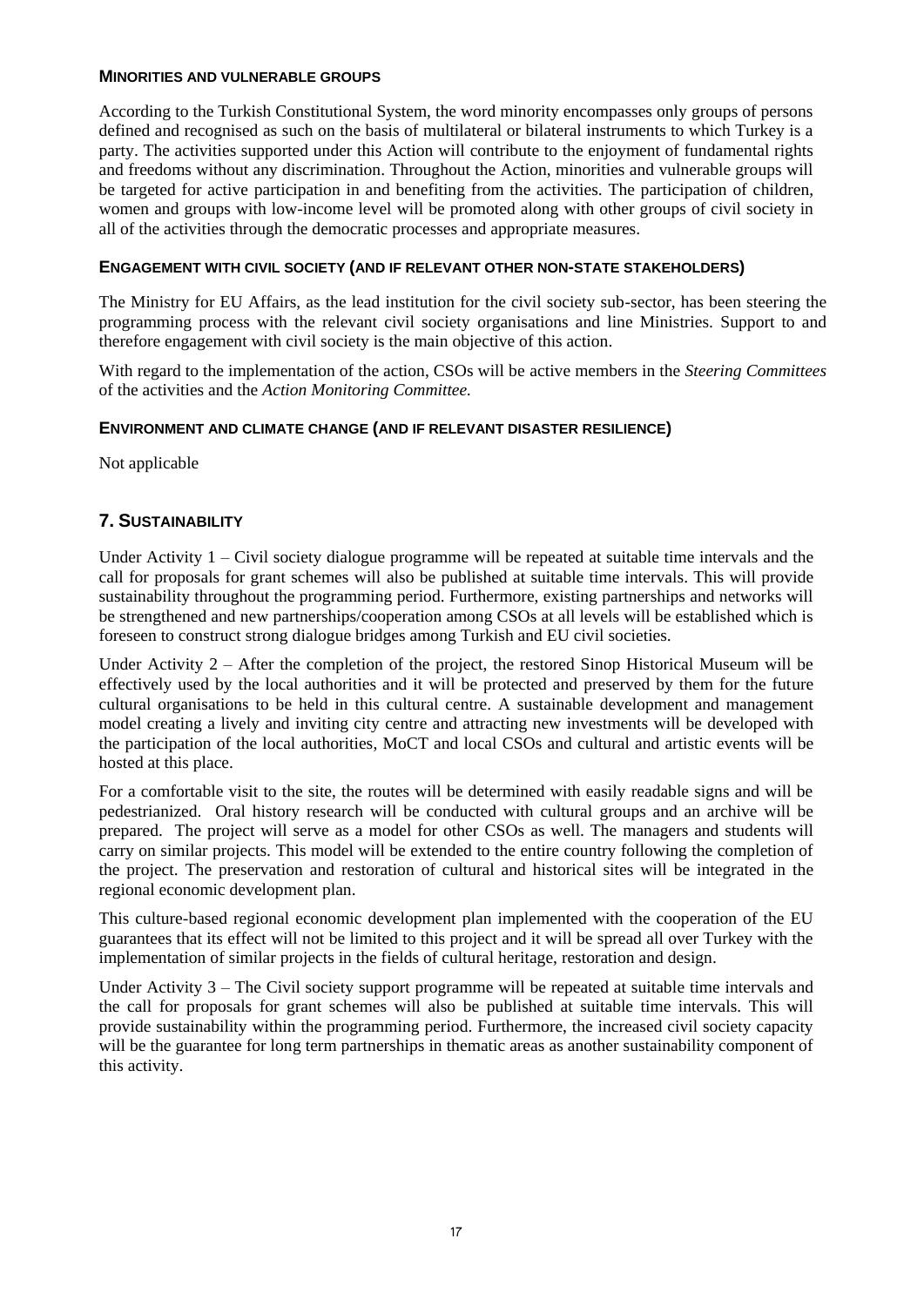#### MINORITIES AND VULNERABLE GROUPS

According to the Turkish Constitutional System, the word minority encompasses only groups of persons defined and recognised as such on the basis of multilateral or bilateral instruments to which Turkey is a party. The activities supported under this Action will contribute to the enjoyment of fundamental rights and freedoms without any discrimination. Throughout the Action, minorities and vulnerable groups will be targeted for active participation in and benefiting from the activities. The participation of children, women and groups with low-income level will be promoted along with other groups of civil society in all of the activities through the democratic processes and appropriate measures.

#### ENGAGEMENT WITH CIVIL SOCIETY (AND IF RELEVANT OTHER NON-STATE STAKEHOLDERS)

The Ministry for EU Affairs, as the lead institution for the civil society sub-sector, has been steering the programming process with the relevant civil society organisations and line Ministries. Support to and therefore engagement with civil society is the main objective of this action.

With regard to the implementation of the action, CSOs will be active members in the *Steering Committees* of the activities and the *Action Monitoring Committee.*

#### ENVIRONMENT AND CLIMATE CHANGE (AND IF RELEVANT DISASTER RESILIENCE)

Not applicable

## 7. SUSTAINABILITY

Under Activity 1 – Civil society dialogue programme will be repeated at suitable time intervals and the call for proposals for grant schemes will also be published at suitable time intervals. This will provide sustainability throughout the programming period. Furthermore, existing partnerships and networks will be strengthened and new partnerships/cooperation among CSOs at all levels will be established which is foreseen to construct strong dialogue bridges among Turkish and EU civil societies.

Under Activity 2 – After the completion of the project, the restored Sinop Historical Museum will be effectively used by the local authorities and it will be protected and preserved by them for the future cultural organisations to be held in this cultural centre. A sustainable development and management model creating a lively and inviting city centre and attracting new investments will be developed with the participation of the local authorities, MoCT and local CSOs and cultural and artistic events will be hosted at this place.

For a comfortable visit to the site, the routes will be determined with easily readable signs and will be pedestrianized. Oral history research will be conducted with cultural groups and an archive will be prepared. The project will serve as a model for other CSOs as well. The managers and students will carry on similar projects. This model will be extended to the entire country following the completion of the project. The preservation and restoration of cultural and historical sites will be integrated in the regional economic development plan.

This culture-based regional economic development plan implemented with the cooperation of the EU guarantees that its effect will not be limited to this project and it will be spread all over Turkey with the implementation of similar projects in the fields of cultural heritage, restoration and design.

Under Activity 3 – The Civil society support programme will be repeated at suitable time intervals and the call for proposals for grant schemes will also be published at suitable time intervals. This will provide sustainability within the programming period. Furthermore, the increased civil society capacity will be the guarantee for long term partnerships in thematic areas as another sustainability component of this activity.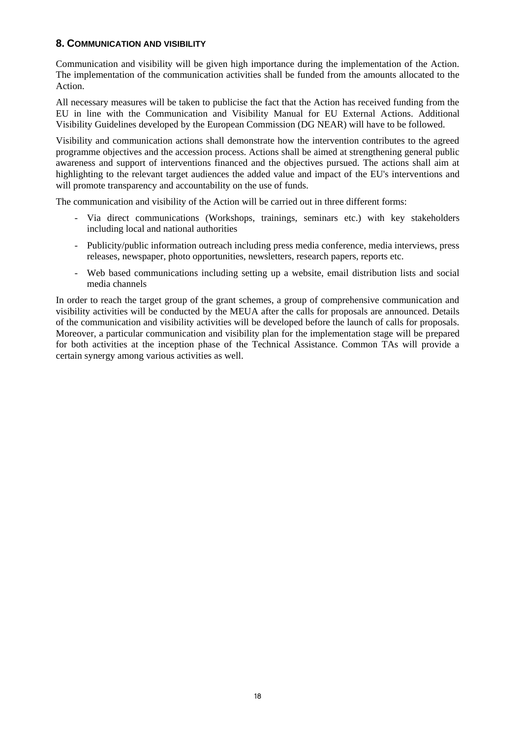## 8. Communication and visibility

Communication and visibility will be given high importance during the implementation of the Action. The implementation of the communication activities shall be funded from the amounts allocated to the Action.

All necessary measures will be taken to publicise the fact that the Action has received funding from the EU in line with the Communication and Visibility Manual for EU External Actions. Additional Visibility Guidelines developed by the European Commission (DG NEAR) will have to be followed.

Visibility and communication actions shall demonstrate how the intervention contributes to the agreed programme objectives and the accession process. Actions shall be aimed at strengthening general public awareness and support of interventions financed and the objectives pursued. The actions shall aim at highlighting to the relevant target audiences the added value and impact of the EU's interventions and will promote transparency and accountability on the use of funds.

The communication and visibility of the Action will be carried out in three different forms:

- Via direct communications (Workshops, trainings, seminars etc.) with key stakeholders including local and national authorities
- Publicity/public information outreach including press media conference, media interviews, press releases, newspaper, photo opportunities, newsletters, research papers, reports etc.
- Web based communications including setting up a website, email distribution lists and social media channels

In order to reach the target group of the grant schemes, a group of comprehensive communication and visibility activities will be conducted by the MEUA after the calls for proposals are announced. Details of the communication and visibility activities will be developed before the launch of calls for proposals. Moreover, a particular communication and visibility plan for the implementation stage will be prepared for both activities at the inception phase of the Technical Assistance. Common TAs will provide a certain synergy among various activities as well.